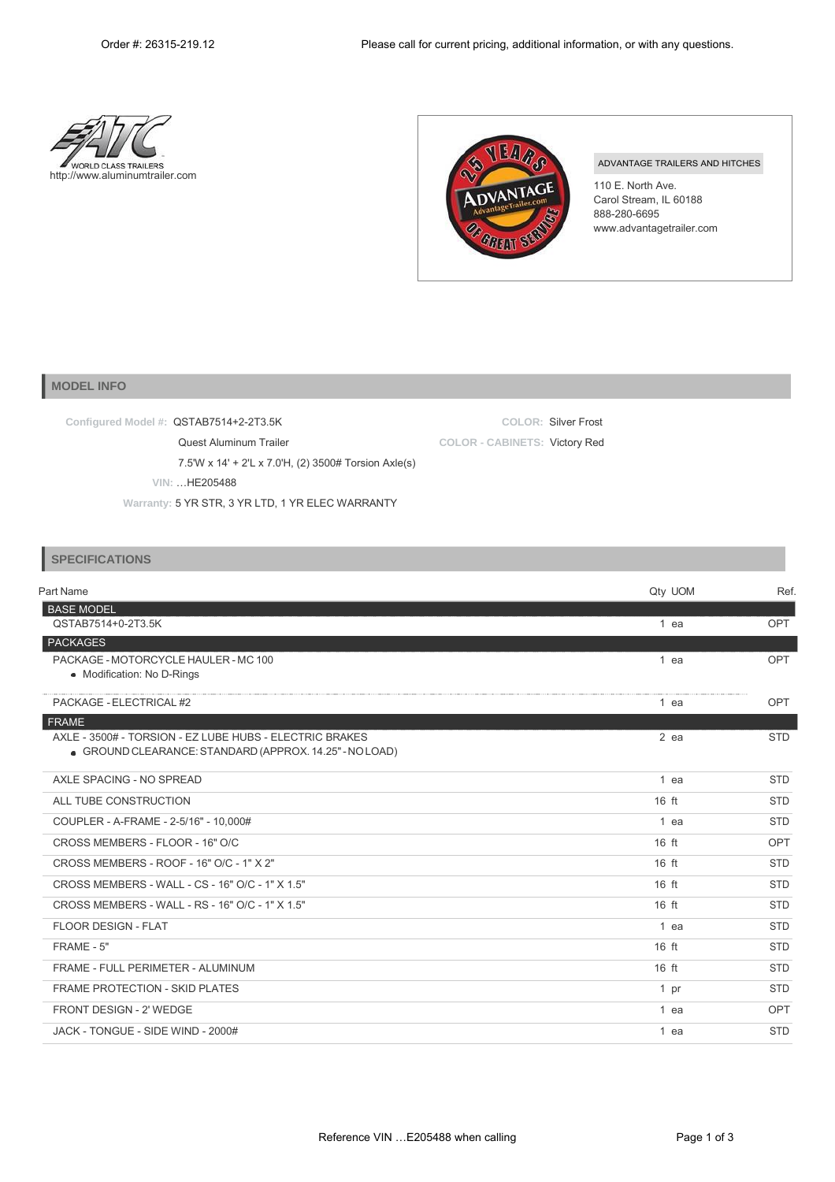Order #: 26315-219.12

Please call for current pricing, additional information, or with any questions.

WORLD CLASS TRAILERS
http://www.aluminumtrailer.com

ADVANTAGE TRAILERS AND HITCHES
110 E. North Ave.
Carol Stream, IL 60188
888-280-6695
www.advantagetrailer.com

## MODEL INFO

**Configured Model #:** QSTAB7514+2-2T3.5K
Quest Aluminum Trailer
7.5'W x 14' + 2'L x 7.0'H, (2) 3500# Torsion Axle(s)
**VIN:** …HE205488
**Warranty:** 5 YR STR, 3 YR LTD, 1 YR ELEC WARRANTY

**COLOR:** Silver Frost
**COLOR - CABINETS:** Victory Red

## SPECIFICATIONS

| Part Name | Qty | UOM | Ref. |
|---|---|---|---|
| **BASE MODEL** | | | |
| QSTAB7514+0-2T3.5K | 1 | ea | OPT |
| **PACKAGES** | | | |
| PACKAGE - MOTORCYCLE HAULER - MC 100<br>• Modification: No D-Rings | 1 | ea | OPT |
| PACKAGE - ELECTRICAL #2 | 1 | ea | OPT |
| **FRAME** | | | |
| AXLE - 3500# - TORSION - EZ LUBE HUBS - ELECTRIC BRAKES<br>• GROUND CLEARANCE: STANDARD (APPROX. 14.25" - NO LOAD) | 2 | ea | STD |
| AXLE SPACING - NO SPREAD | 1 | ea | STD |
| ALL TUBE CONSTRUCTION | 16 | ft | STD |
| COUPLER - A-FRAME - 2-5/16" - 10,000# | 1 | ea | STD |
| CROSS MEMBERS - FLOOR - 16" O/C | 16 | ft | OPT |
| CROSS MEMBERS - ROOF - 16" O/C - 1" X 2" | 16 | ft | STD |
| CROSS MEMBERS - WALL - CS - 16" O/C - 1" X 1.5" | 16 | ft | STD |
| CROSS MEMBERS - WALL - RS - 16" O/C - 1" X 1.5" | 16 | ft | STD |
| FLOOR DESIGN - FLAT | 1 | ea | STD |
| FRAME - 5" | 16 | ft | STD |
| FRAME - FULL PERIMETER - ALUMINUM | 16 | ft | STD |
| FRAME PROTECTION - SKID PLATES | 1 | pr | STD |
| FRONT DESIGN - 2' WEDGE | 1 | ea | OPT |
| JACK - TONGUE - SIDE WIND - 2000# | 1 | ea | STD |

Reference VIN …E205488 when calling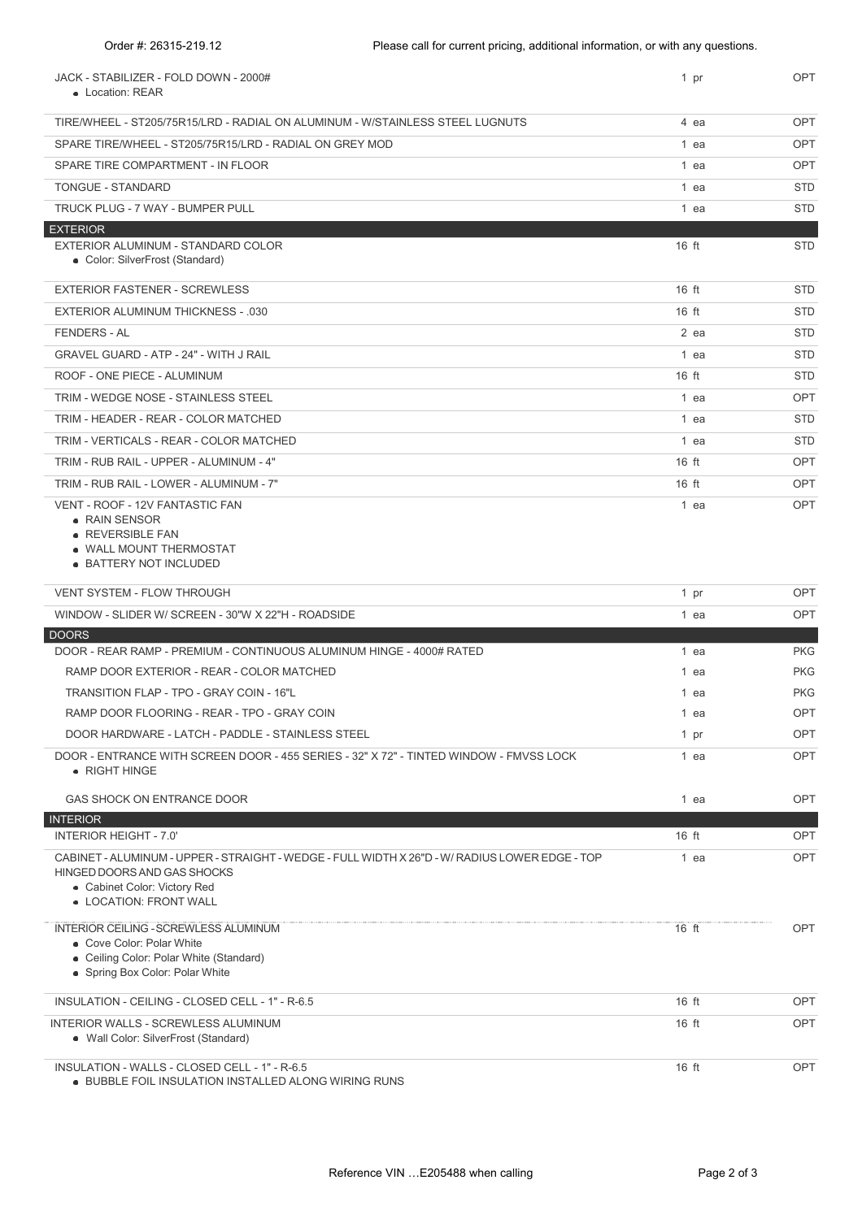| Item | Qty | Type |
|---|---|---|
| JACK - STABILIZER - FOLD DOWN - 2000#<br>• Location: REAR | 1 pr | OPT |
| TIRE/WHEEL - ST205/75R15/LRD - RADIAL ON ALUMINUM - W/STAINLESS STEEL LUGNUTS | 4 ea | OPT |
| SPARE TIRE/WHEEL - ST205/75R15/LRD - RADIAL ON GREY MOD | 1 ea | OPT |
| SPARE TIRE COMPARTMENT - IN FLOOR | 1 ea | OPT |
| TONGUE - STANDARD | 1 ea | STD |
| TRUCK PLUG - 7 WAY - BUMPER PULL | 1 ea | STD |
| **EXTERIOR** | | |
| EXTERIOR ALUMINUM - STANDARD COLOR<br>• Color: SilverFrost (Standard) | 16 ft | STD |
| EXTERIOR FASTENER - SCREWLESS | 16 ft | STD |
| EXTERIOR ALUMINUM THICKNESS - .030 | 16 ft | STD |
| FENDERS - AL | 2 ea | STD |
| GRAVEL GUARD - ATP - 24" - WITH J RAIL | 1 ea | STD |
| ROOF - ONE PIECE - ALUMINUM | 16 ft | STD |
| TRIM - WEDGE NOSE - STAINLESS STEEL | 1 ea | OPT |
| TRIM - HEADER - REAR - COLOR MATCHED | 1 ea | STD |
| TRIM - VERTICALS - REAR - COLOR MATCHED | 1 ea | STD |
| TRIM - RUB RAIL - UPPER - ALUMINUM - 4" | 16 ft | OPT |
| TRIM - RUB RAIL - LOWER - ALUMINUM - 7" | 16 ft | OPT |
| VENT - ROOF - 12V FANTASTIC FAN<br>• RAIN SENSOR<br>• REVERSIBLE FAN<br>• WALL MOUNT THERMOSTAT<br>• BATTERY NOT INCLUDED | 1 ea | OPT |
| VENT SYSTEM - FLOW THROUGH | 1 pr | OPT |
| WINDOW - SLIDER W/ SCREEN - 30"W X 22"H - ROADSIDE | 1 ea | OPT |
| **DOORS** | | |
| DOOR - REAR RAMP - PREMIUM - CONTINUOUS ALUMINUM HINGE - 4000# RATED | 1 ea | PKG |
| RAMP DOOR EXTERIOR - REAR - COLOR MATCHED | 1 ea | PKG |
| TRANSITION FLAP - TPO - GRAY COIN - 16"L | 1 ea | PKG |
| RAMP DOOR FLOORING - REAR - TPO - GRAY COIN | 1 ea | OPT |
| DOOR HARDWARE - LATCH - PADDLE - STAINLESS STEEL | 1 pr | OPT |
| DOOR - ENTRANCE WITH SCREEN DOOR - 455 SERIES - 32" X 72" - TINTED WINDOW - FMVSS LOCK<br>• RIGHT HINGE | 1 ea | OPT |
| GAS SHOCK ON ENTRANCE DOOR | 1 ea | OPT |
| **INTERIOR** | | |
| INTERIOR HEIGHT - 7.0' | 16 ft | OPT |
| CABINET - ALUMINUM - UPPER - STRAIGHT - WEDGE - FULL WIDTH X 26"D - W/ RADIUS LOWER EDGE - TOP HINGED DOORS AND GAS SHOCKS<br>• Cabinet Color: Victory Red<br>• LOCATION: FRONT WALL | 1 ea | OPT |
| INTERIOR CEILING - SCREWLESS ALUMINUM<br>• Cove Color: Polar White<br>• Ceiling Color: Polar White (Standard)<br>• Spring Box Color: Polar White | 16 ft | OPT |
| INSULATION - CEILING - CLOSED CELL - 1" - R-6.5 | 16 ft | OPT |
| INTERIOR WALLS - SCREWLESS ALUMINUM<br>• Wall Color: SilverFrost (Standard) | 16 ft | OPT |
| INSULATION - WALLS - CLOSED CELL - 1" - R-6.5<br>• BUBBLE FOIL INSULATION INSTALLED ALONG WIRING RUNS | 16 ft | OPT |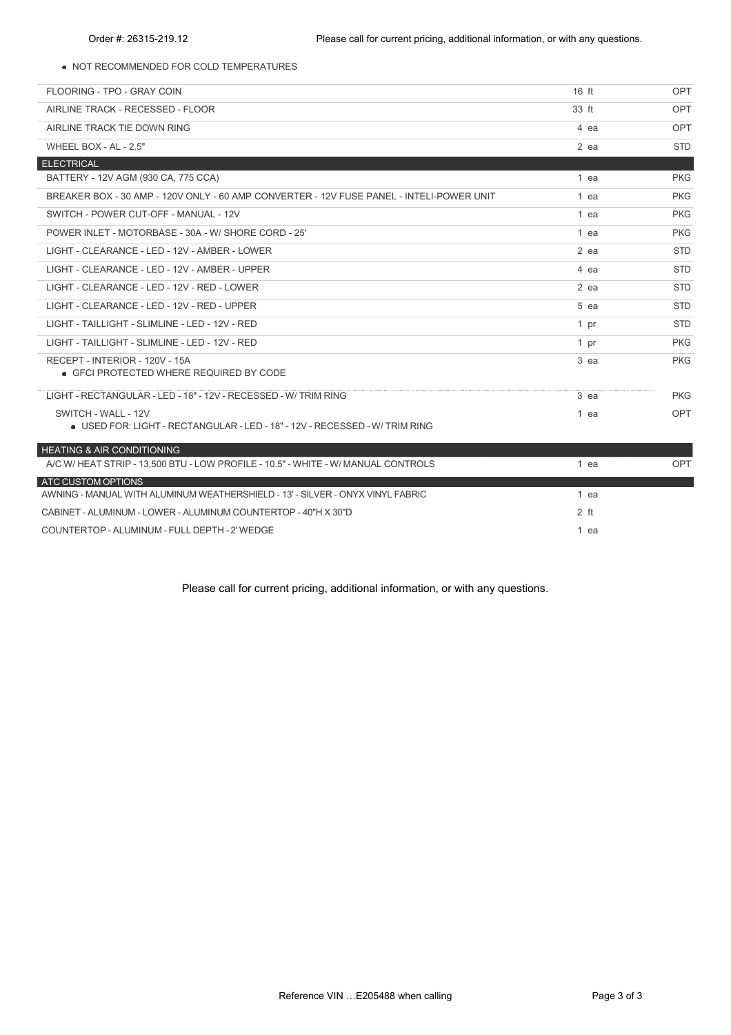- NOT RECOMMENDED FOR COLD TEMPERATURES

| | | |
|---|---|---|
| FLOORING - TPO - GRAY COIN | 16 ft | OPT |
| AIRLINE TRACK - RECESSED - FLOOR | 33 ft | OPT |
| AIRLINE TRACK TIE DOWN RING | 4 ea | OPT |
| WHEEL BOX - AL - 2.5" | 2 ea | STD |
| **ELECTRICAL** | | |
| BATTERY - 12V AGM (930 CA, 775 CCA) | 1 ea | PKG |
| BREAKER BOX - 30 AMP - 120V ONLY - 60 AMP CONVERTER - 12V FUSE PANEL - INTELI-POWER UNIT | 1 ea | PKG |
| SWITCH - POWER CUT-OFF - MANUAL - 12V | 1 ea | PKG |
| POWER INLET - MOTORBASE - 30A - W/ SHORE CORD - 25' | 1 ea | PKG |
| LIGHT - CLEARANCE - LED - 12V - AMBER - LOWER | 2 ea | STD |
| LIGHT - CLEARANCE - LED - 12V - AMBER - UPPER | 4 ea | STD |
| LIGHT - CLEARANCE - LED - 12V - RED - LOWER | 2 ea | STD |
| LIGHT - CLEARANCE - LED - 12V - RED - UPPER | 5 ea | STD |
| LIGHT - TAILLIGHT - SLIMLINE - LED - 12V - RED | 1 pr | STD |
| LIGHT - TAILLIGHT - SLIMLINE - LED - 12V - RED | 1 pr | PKG |
| RECEPT - INTERIOR - 120V - 15A<br>• GFCI PROTECTED WHERE REQUIRED BY CODE | 3 ea | PKG |
| LIGHT - RECTANGULAR - LED - 18" - 12V - RECESSED - W/ TRIM RING | 3 ea | PKG |
| SWITCH - WALL - 12V<br>• USED FOR: LIGHT - RECTANGULAR - LED - 18" - 12V - RECESSED - W/ TRIM RING | 1 ea | OPT |
| **HEATING & AIR CONDITIONING** | | |
| A/C W/ HEAT STRIP - 13,500 BTU - LOW PROFILE - 10.5" - WHITE - W/ MANUAL CONTROLS | 1 ea | OPT |
| **ATC CUSTOM OPTIONS** | | |
| AWNING - MANUAL WITH ALUMINUM WEATHERSHIELD - 13' - SILVER - ONYX VINYL FABRIC | 1 ea | |
| CABINET - ALUMINUM - LOWER - ALUMINUM COUNTERTOP - 40"H X 30"D | 2 ft | |
| COUNTERTOP - ALUMINUM - FULL DEPTH - 2' WEDGE | 1 ea | |

Please call for current pricing, additional information, or with any questions.